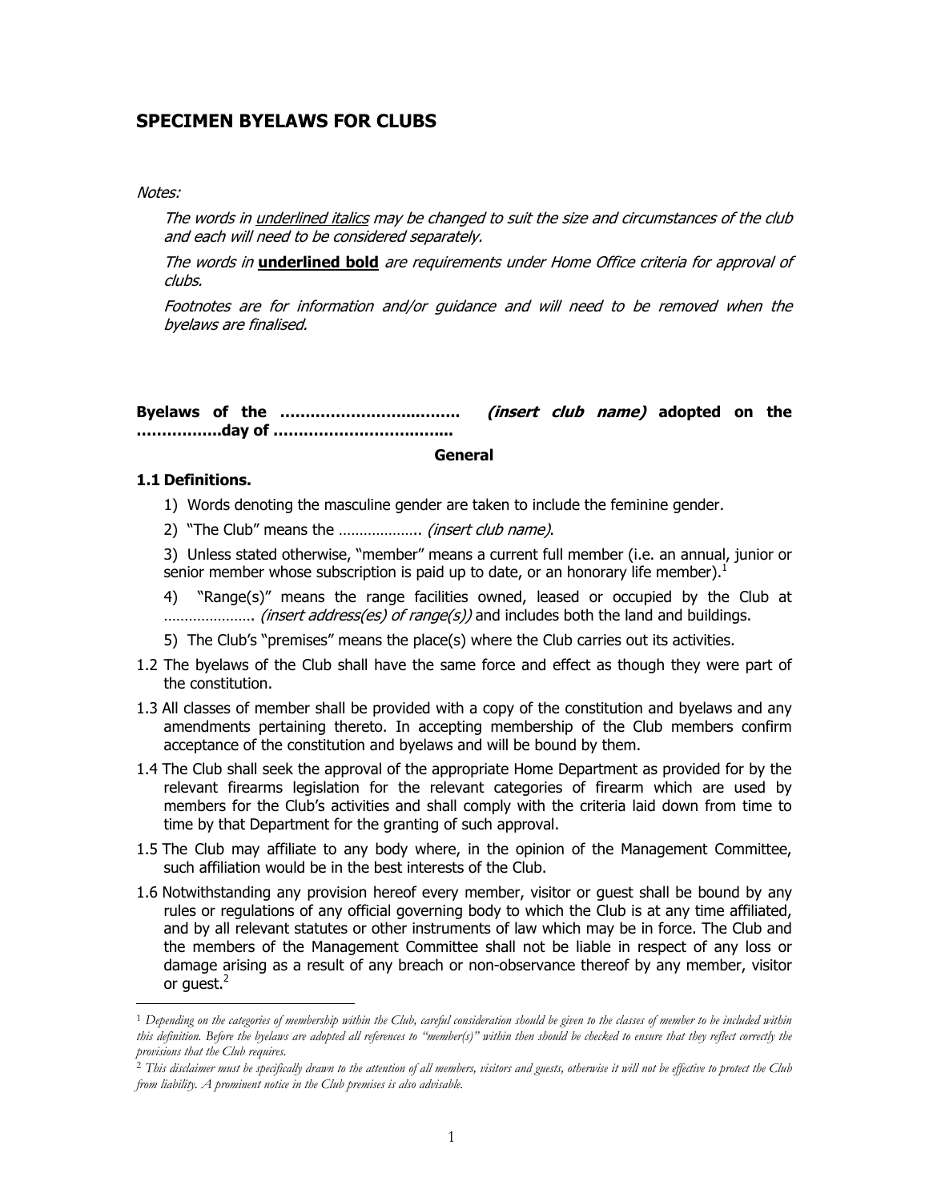# SPECIMEN BYELAWS FOR CLUBS

*Notes:*

*The words in underlined italics may be changed to suit the size and circumstances of the club and each will need to be considered separately.*

*The words in* **underlined bold** *are requirements under Home Office criteria for approval of clubs.*

*Footnotes are for information and/or guidance and will need to be removed when the byelaws are finalised.*

**Byelaws of the ……………………………… *(insert club name)* adopted on the ……………..day of ……………………………..**

**General**

**1.1 Definitions.**

1) Words denoting the masculine gender are taken to include the feminine gender.

2) "The Club" means the ……………….. *(insert club name)*.

3) Unless stated otherwise, "member" means a current full member (i.e. an annual, junior or senior member whose subscription is paid up to date, or an honorary life member).[1]

4) "Range(s)" means the range facilities owned, leased or occupied by the Club at …………………. *(insert address(es) of range(s))* and includes both the land and buildings.

5) The Club's "premises" means the place(s) where the Club carries out its activities.

1.2 The byelaws of the Club shall have the same force and effect as though they were part of the constitution.

1.3 All classes of member shall be provided with a copy of the constitution and byelaws and any amendments pertaining thereto. In accepting membership of the Club members confirm acceptance of the constitution and byelaws and will be bound by them.

1.4 The Club shall seek the approval of the appropriate Home Department as provided for by the relevant firearms legislation for the relevant categories of firearm which are used by members for the Club's activities and shall comply with the criteria laid down from time to time by that Department for the granting of such approval.

1.5 The Club may affiliate to any body where, in the opinion of the Management Committee, such affiliation would be in the best interests of the Club.

1.6 Notwithstanding any provision hereof every member, visitor or guest shall be bound by any rules or regulations of any official governing body to which the Club is at any time affiliated, and by all relevant statutes or other instruments of law which may be in force. The Club and the members of the Management Committee shall not be liable in respect of any loss or damage arising as a result of any breach or non-observance thereof by any member, visitor or guest.[2]

---

[1] *Depending on the categories of membership within the Club, careful consideration should be given to the classes of member to be included within this definition. Before the byelaws are adopted all references to "member(s)" within then should be checked to ensure that they reflect correctly the provisions that the Club requires.*

[2] *This disclaimer must be specifically drawn to the attention of all members, visitors and guests, otherwise it will not be effective to protect the Club from liability. A prominent notice in the Club premises is also advisable.*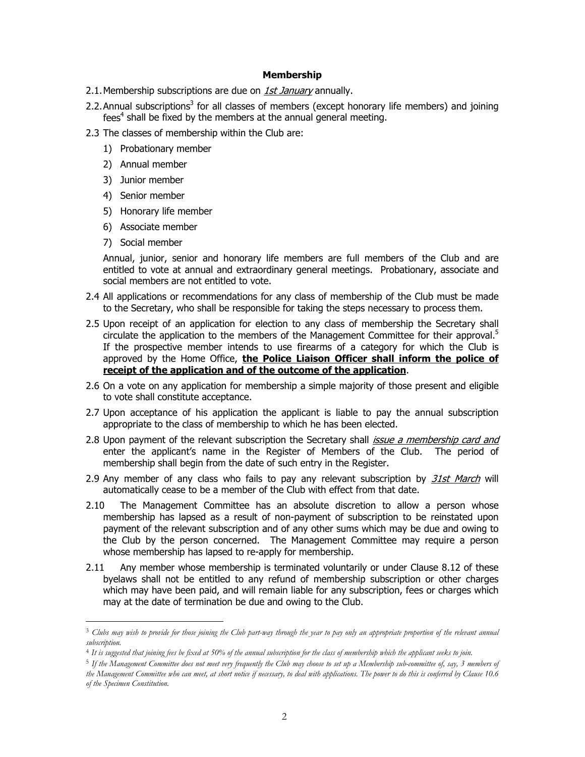## Membership

2.1. Membership subscriptions are due on *1st January* annually.

2.2. Annual subscriptions[3] for all classes of members (except honorary life members) and joining fees[4] shall be fixed by the members at the annual general meeting.

2.3 The classes of membership within the Club are:

1) Probationary member
2) Annual member
3) Junior member
4) Senior member
5) Honorary life member
6) Associate member
7) Social member

Annual, junior, senior and honorary life members are full members of the Club and are entitled to vote at annual and extraordinary general meetings. Probationary, associate and social members are not entitled to vote.

2.4 All applications or recommendations for any class of membership of the Club must be made to the Secretary, who shall be responsible for taking the steps necessary to process them.

2.5 Upon receipt of an application for election to any class of membership the Secretary shall circulate the application to the members of the Management Committee for their approval.[5] If the prospective member intends to use firearms of a category for which the Club is approved by the Home Office, **the Police Liaison Officer shall inform the police of receipt of the application and of the outcome of the application**.

2.6 On a vote on any application for membership a simple majority of those present and eligible to vote shall constitute acceptance.

2.7 Upon acceptance of his application the applicant is liable to pay the annual subscription appropriate to the class of membership to which he has been elected.

2.8 Upon payment of the relevant subscription the Secretary shall *issue a membership card and* enter the applicant's name in the Register of Members of the Club. The period of membership shall begin from the date of such entry in the Register.

2.9 Any member of any class who fails to pay any relevant subscription by *31st March* will automatically cease to be a member of the Club with effect from that date.

2.10 The Management Committee has an absolute discretion to allow a person whose membership has lapsed as a result of non-payment of subscription to be reinstated upon payment of the relevant subscription and of any other sums which may be due and owing to the Club by the person concerned. The Management Committee may require a person whose membership has lapsed to re-apply for membership.

2.11 Any member whose membership is terminated voluntarily or under Clause 8.12 of these byelaws shall not be entitled to any refund of membership subscription or other charges which may have been paid, and will remain liable for any subscription, fees or charges which may at the date of termination be due and owing to the Club.

---

[3] *Clubs may wish to provide for those joining the Club part-way through the year to pay only an appropriate proportion of the relevant annual subscription.*

[4] *It is suggested that joining fees be fixed at 50% of the annual subscription for the class of membership which the applicant seeks to join.*

[5] *If the Management Committee does not meet very frequently the Club may choose to set up a Membership sub-committee of, say, 3 members of the Management Committee who can meet, at short notice if necessary, to deal with applications. The power to do this is conferred by Clause 10.6 of the Specimen Constitution.*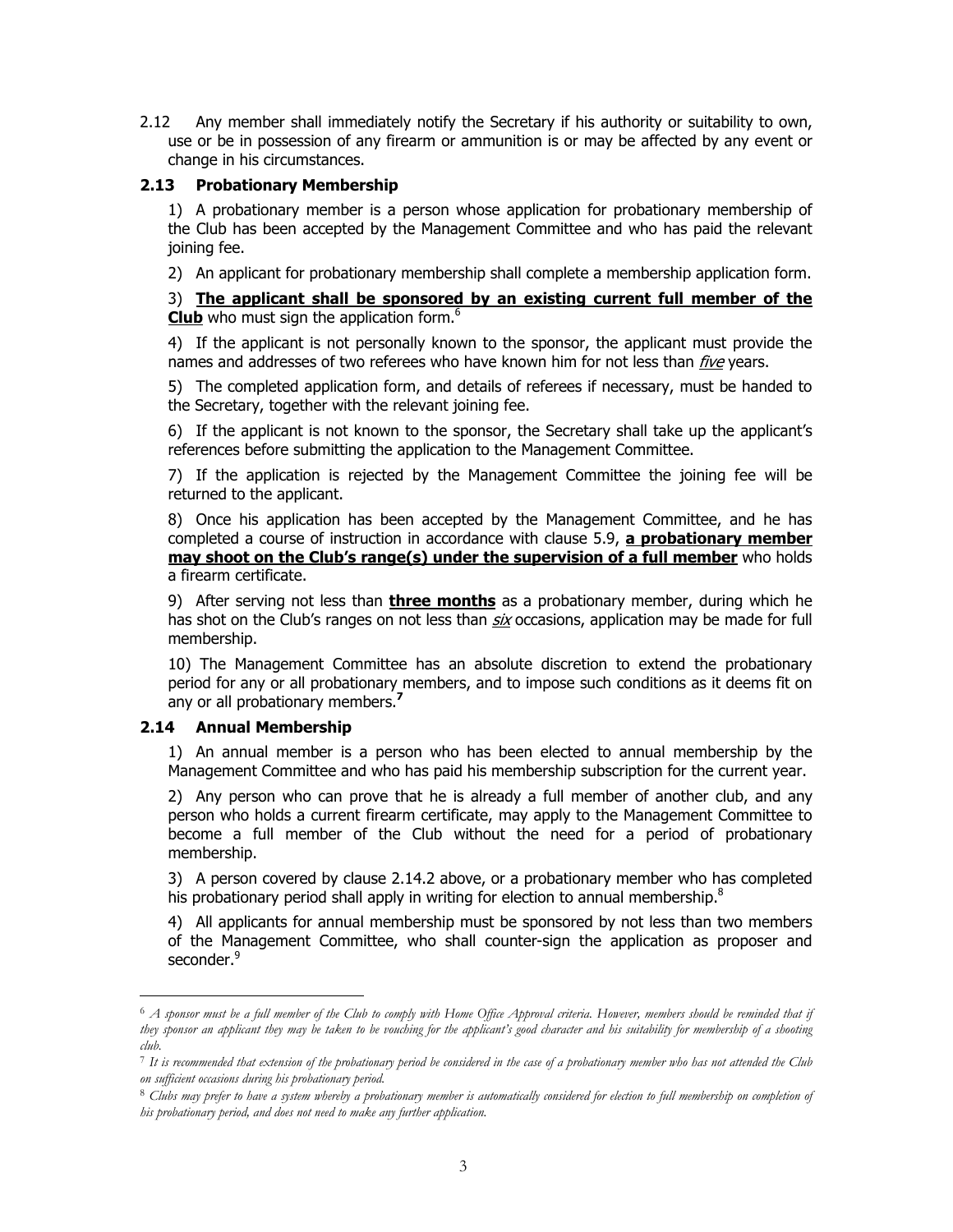2.12 Any member shall immediately notify the Secretary if his authority or suitability to own, use or be in possession of any firearm or ammunition is or may be affected by any event or change in his circumstances.

### 2.13 Probationary Membership

1) A probationary member is a person whose application for probationary membership of the Club has been accepted by the Management Committee and who has paid the relevant joining fee.

2) An applicant for probationary membership shall complete a membership application form.

3) **The applicant shall be sponsored by an existing current full member of the Club** who must sign the application form.[6]

4) If the applicant is not personally known to the sponsor, the applicant must provide the names and addresses of two referees who have known him for not less than *five* years.

5) The completed application form, and details of referees if necessary, must be handed to the Secretary, together with the relevant joining fee.

6) If the applicant is not known to the sponsor, the Secretary shall take up the applicant's references before submitting the application to the Management Committee.

7) If the application is rejected by the Management Committee the joining fee will be returned to the applicant.

8) Once his application has been accepted by the Management Committee, and he has completed a course of instruction in accordance with clause 5.9, **a probationary member may shoot on the Club's range(s) under the supervision of a full member** who holds a firearm certificate.

9) After serving not less than **three months** as a probationary member, during which he has shot on the Club's ranges on not less than *six* occasions, application may be made for full membership.

10) The Management Committee has an absolute discretion to extend the probationary period for any or all probationary members, and to impose such conditions as it deems fit on any or all probationary members.[7]

### 2.14 Annual Membership

1) An annual member is a person who has been elected to annual membership by the Management Committee and who has paid his membership subscription for the current year.

2) Any person who can prove that he is already a full member of another club, and any person who holds a current firearm certificate, may apply to the Management Committee to become a full member of the Club without the need for a period of probationary membership.

3) A person covered by clause 2.14.2 above, or a probationary member who has completed his probationary period shall apply in writing for election to annual membership.[8]

4) All applicants for annual membership must be sponsored by not less than two members of the Management Committee, who shall counter-sign the application as proposer and seconder.[9]

---

[6] *A sponsor must be a full member of the Club to comply with Home Office Approval criteria. However, members should be reminded that if they sponsor an applicant they may be taken to be vouching for the applicant's good character and his suitability for membership of a shooting club.*

[7] *It is recommended that extension of the probationary period be considered in the case of a probationary member who has not attended the Club on sufficient occasions during his probationary period.*

[8] *Clubs may prefer to have a system whereby a probationary member is automatically considered for election to full membership on completion of his probationary period, and does not need to make any further application.*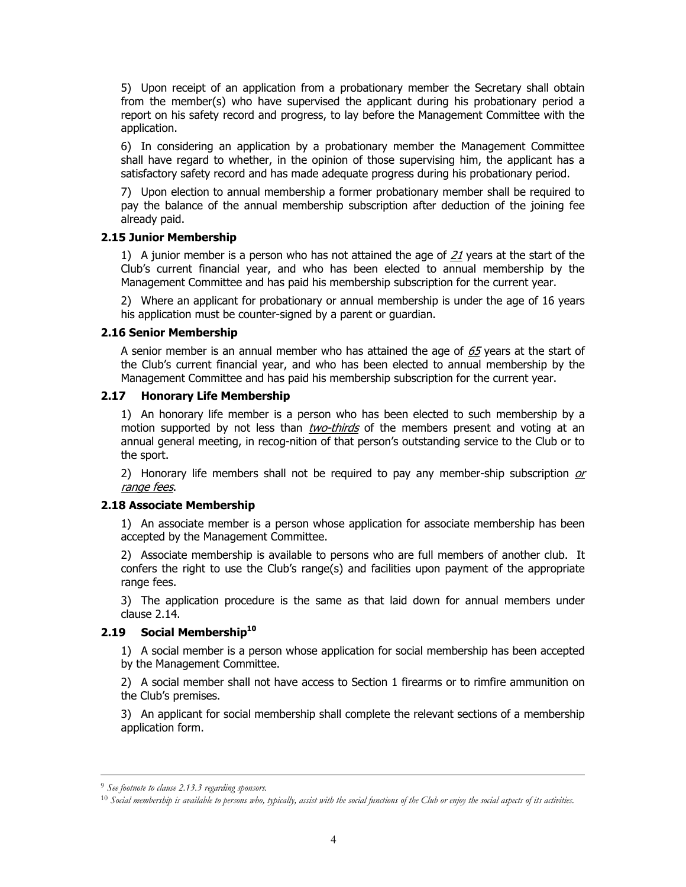5) Upon receipt of an application from a probationary member the Secretary shall obtain from the member(s) who have supervised the applicant during his probationary period a report on his safety record and progress, to lay before the Management Committee with the application.

6) In considering an application by a probationary member the Management Committee shall have regard to whether, in the opinion of those supervising him, the applicant has a satisfactory safety record and has made adequate progress during his probationary period.

7) Upon election to annual membership a former probationary member shall be required to pay the balance of the annual membership subscription after deduction of the joining fee already paid.

### 2.15 Junior Membership

1) A junior member is a person who has not attained the age of *21* years at the start of the Club's current financial year, and who has been elected to annual membership by the Management Committee and has paid his membership subscription for the current year.

2) Where an applicant for probationary or annual membership is under the age of 16 years his application must be counter-signed by a parent or guardian.

### 2.16 Senior Membership

A senior member is an annual member who has attained the age of *65* years at the start of the Club's current financial year, and who has been elected to annual membership by the Management Committee and has paid his membership subscription for the current year.

### 2.17 Honorary Life Membership

1) An honorary life member is a person who has been elected to such membership by a motion supported by not less than *two-thirds* of the members present and voting at an annual general meeting, in recog-nition of that person's outstanding service to the Club or to the sport.

2) Honorary life members shall not be required to pay any member-ship subscription *or range fees*.

### 2.18 Associate Membership

1) An associate member is a person whose application for associate membership has been accepted by the Management Committee.

2) Associate membership is available to persons who are full members of another club. It confers the right to use the Club's range(s) and facilities upon payment of the appropriate range fees.

3) The application procedure is the same as that laid down for annual members under clause 2.14.

### 2.19 Social Membership[10]

1) A social member is a person whose application for social membership has been accepted by the Management Committee.

2) A social member shall not have access to Section 1 firearms or to rimfire ammunition on the Club's premises.

3) An applicant for social membership shall complete the relevant sections of a membership application form.

---

[9] *See footnote to clause 2.13.3 regarding sponsors.*

[10] *Social membership is available to persons who, typically, assist with the social functions of the Club or enjoy the social aspects of its activities.*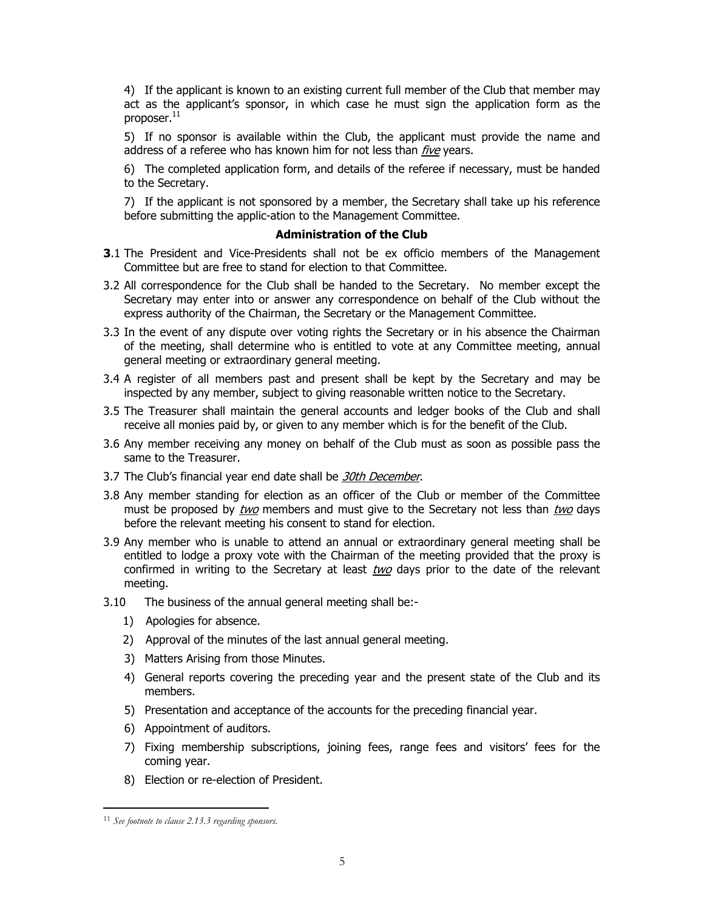4) If the applicant is known to an existing current full member of the Club that member may act as the applicant's sponsor, in which case he must sign the application form as the proposer.[11]

5) If no sponsor is available within the Club, the applicant must provide the name and address of a referee who has known him for not less than _five_ years.

6) The completed application form, and details of the referee if necessary, must be handed to the Secretary.

7) If the applicant is not sponsored by a member, the Secretary shall take up his reference before submitting the applic-ation to the Management Committee.

### Administration of the Club

**3**.1 The President and Vice-Presidents shall not be ex officio members of the Management Committee but are free to stand for election to that Committee.

3.2 All correspondence for the Club shall be handed to the Secretary. No member except the Secretary may enter into or answer any correspondence on behalf of the Club without the express authority of the Chairman, the Secretary or the Management Committee.

3.3 In the event of any dispute over voting rights the Secretary or in his absence the Chairman of the meeting, shall determine who is entitled to vote at any Committee meeting, annual general meeting or extraordinary general meeting.

3.4 A register of all members past and present shall be kept by the Secretary and may be inspected by any member, subject to giving reasonable written notice to the Secretary.

3.5 The Treasurer shall maintain the general accounts and ledger books of the Club and shall receive all monies paid by, or given to any member which is for the benefit of the Club.

3.6 Any member receiving any money on behalf of the Club must as soon as possible pass the same to the Treasurer.

3.7 The Club's financial year end date shall be _30th December_.

3.8 Any member standing for election as an officer of the Club or member of the Committee must be proposed by _two_ members and must give to the Secretary not less than _two_ days before the relevant meeting his consent to stand for election.

3.9 Any member who is unable to attend an annual or extraordinary general meeting shall be entitled to lodge a proxy vote with the Chairman of the meeting provided that the proxy is confirmed in writing to the Secretary at least _two_ days prior to the date of the relevant meeting.

3.10 The business of the annual general meeting shall be:-

1) Apologies for absence.
2) Approval of the minutes of the last annual general meeting.
3) Matters Arising from those Minutes.
4) General reports covering the preceding year and the present state of the Club and its members.
5) Presentation and acceptance of the accounts for the preceding financial year.
6) Appointment of auditors.
7) Fixing membership subscriptions, joining fees, range fees and visitors' fees for the coming year.
8) Election or re-election of President.

---

[11] *See footnote to clause 2.13.3 regarding sponsors.*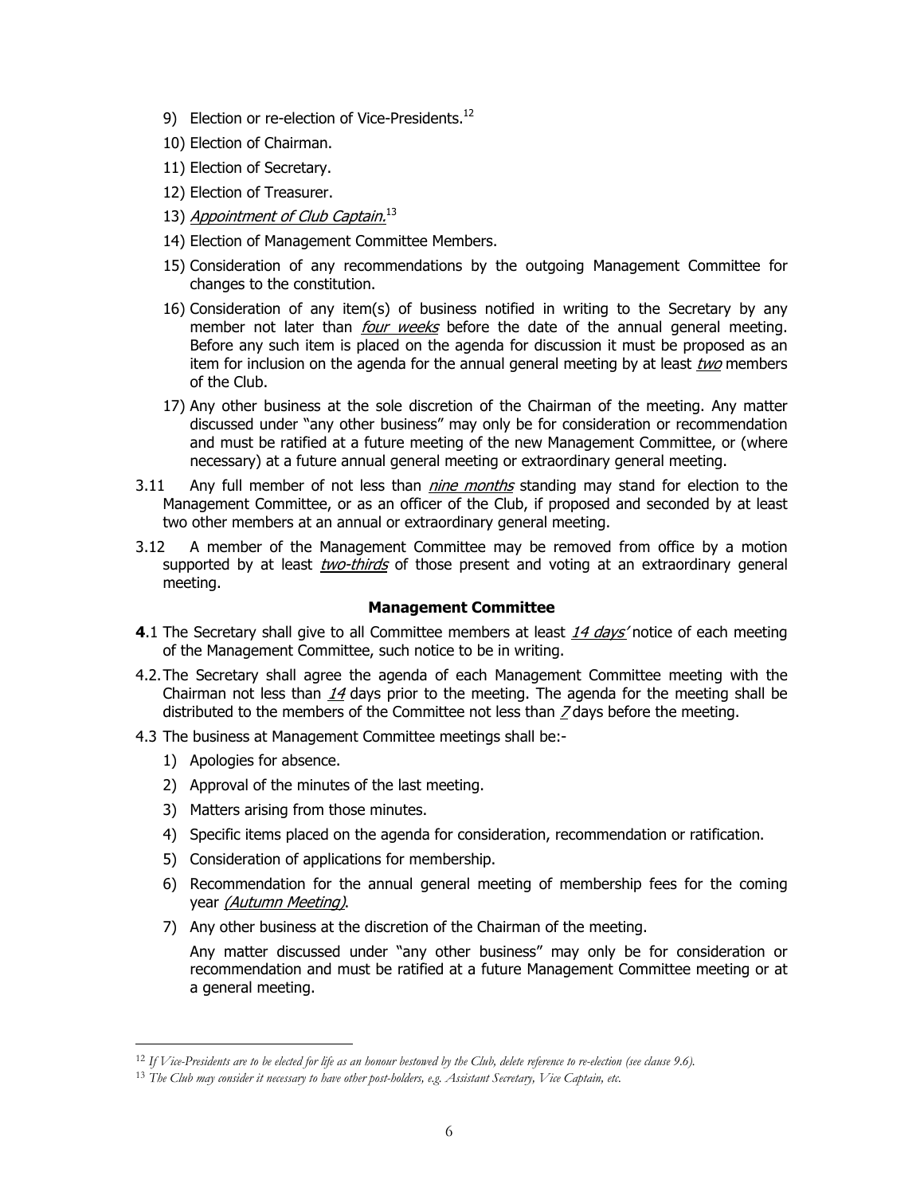9) Election or re-election of Vice-Presidents.[12]

10) Election of Chairman.

11) Election of Secretary.

12) Election of Treasurer.

13) *Appointment of Club Captain.*[13]

14) Election of Management Committee Members.

15) Consideration of any recommendations by the outgoing Management Committee for changes to the constitution.

16) Consideration of any item(s) of business notified in writing to the Secretary by any member not later than *four weeks* before the date of the annual general meeting. Before any such item is placed on the agenda for discussion it must be proposed as an item for inclusion on the agenda for the annual general meeting by at least *two* members of the Club.

17) Any other business at the sole discretion of the Chairman of the meeting. Any matter discussed under "any other business" may only be for consideration or recommendation and must be ratified at a future meeting of the new Management Committee, or (where necessary) at a future annual general meeting or extraordinary general meeting.

3.11 Any full member of not less than *nine months* standing may stand for election to the Management Committee, or as an officer of the Club, if proposed and seconded by at least two other members at an annual or extraordinary general meeting.

3.12 A member of the Management Committee may be removed from office by a motion supported by at least *two-thirds* of those present and voting at an extraordinary general meeting.

### Management Committee

**4**.1 The Secretary shall give to all Committee members at least *14 days'* notice of each meeting of the Management Committee, such notice to be in writing.

4.2. The Secretary shall agree the agenda of each Management Committee meeting with the Chairman not less than *14* days prior to the meeting. The agenda for the meeting shall be distributed to the members of the Committee not less than *7* days before the meeting.

4.3 The business at Management Committee meetings shall be:-

1) Apologies for absence.
2) Approval of the minutes of the last meeting.
3) Matters arising from those minutes.
4) Specific items placed on the agenda for consideration, recommendation or ratification.
5) Consideration of applications for membership.
6) Recommendation for the annual general meeting of membership fees for the coming year *(Autumn Meeting)*.
7) Any other business at the discretion of the Chairman of the meeting.

   Any matter discussed under "any other business" may only be for consideration or recommendation and must be ratified at a future Management Committee meeting or at a general meeting.

---

[12] *If Vice-Presidents are to be elected for life as an honour bestowed by the Club, delete reference to re-election (see clause 9.6).*

[13] *The Club may consider it necessary to have other post-holders, e.g. Assistant Secretary, Vice Captain, etc.*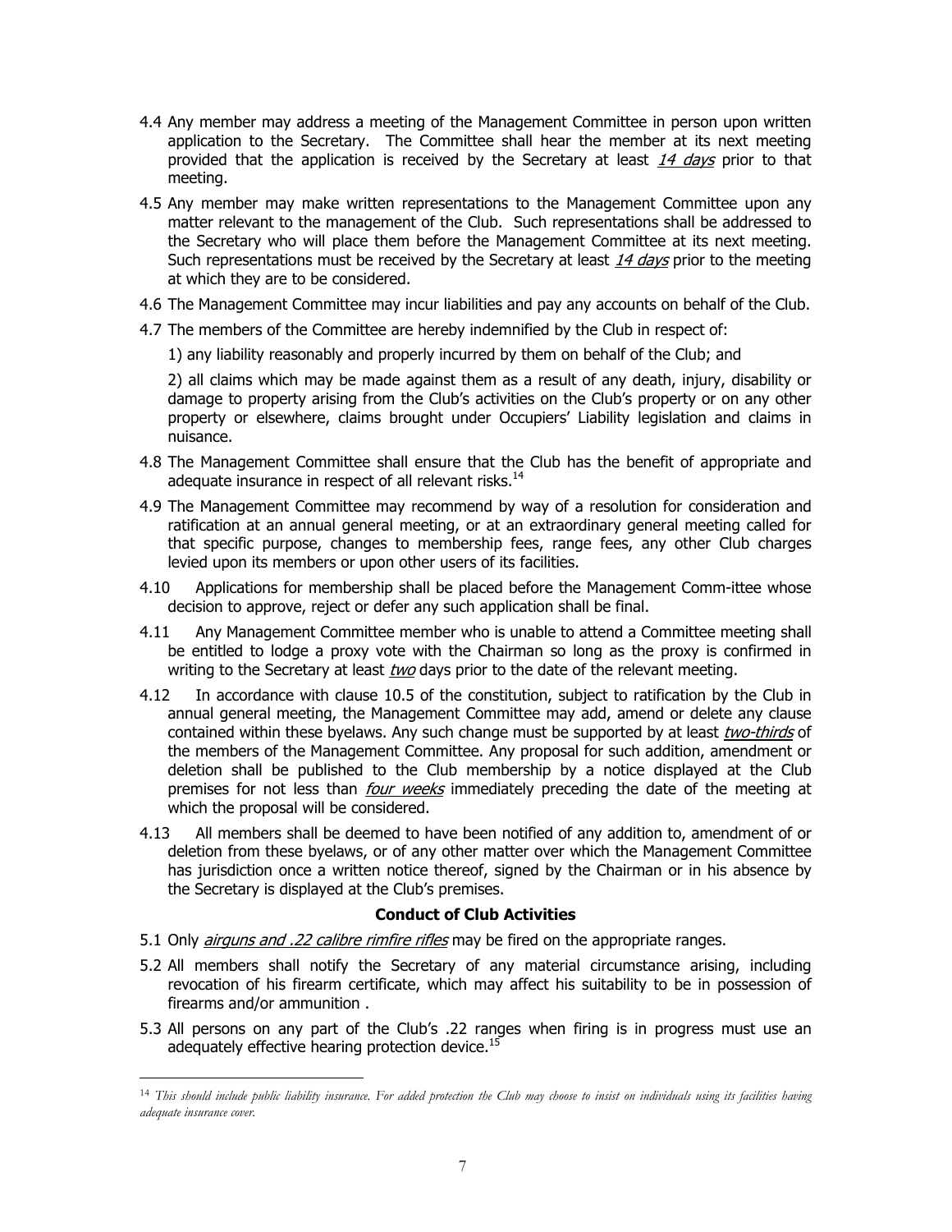4.4 Any member may address a meeting of the Management Committee in person upon written application to the Secretary. The Committee shall hear the member at its next meeting provided that the application is received by the Secretary at least *14 days* prior to that meeting.

4.5 Any member may make written representations to the Management Committee upon any matter relevant to the management of the Club. Such representations shall be addressed to the Secretary who will place them before the Management Committee at its next meeting. Such representations must be received by the Secretary at least *14 days* prior to the meeting at which they are to be considered.

4.6 The Management Committee may incur liabilities and pay any accounts on behalf of the Club.

4.7 The members of the Committee are hereby indemnified by the Club in respect of:

1) any liability reasonably and properly incurred by them on behalf of the Club; and

2) all claims which may be made against them as a result of any death, injury, disability or damage to property arising from the Club's activities on the Club's property or on any other property or elsewhere, claims brought under Occupiers' Liability legislation and claims in nuisance.

4.8 The Management Committee shall ensure that the Club has the benefit of appropriate and adequate insurance in respect of all relevant risks.[14]

4.9 The Management Committee may recommend by way of a resolution for consideration and ratification at an annual general meeting, or at an extraordinary general meeting called for that specific purpose, changes to membership fees, range fees, any other Club charges levied upon its members or upon other users of its facilities.

4.10 Applications for membership shall be placed before the Management Comm-ittee whose decision to approve, reject or defer any such application shall be final.

4.11 Any Management Committee member who is unable to attend a Committee meeting shall be entitled to lodge a proxy vote with the Chairman so long as the proxy is confirmed in writing to the Secretary at least *two* days prior to the date of the relevant meeting.

4.12 In accordance with clause 10.5 of the constitution, subject to ratification by the Club in annual general meeting, the Management Committee may add, amend or delete any clause contained within these byelaws. Any such change must be supported by at least *two-thirds* of the members of the Management Committee. Any proposal for such addition, amendment or deletion shall be published to the Club membership by a notice displayed at the Club premises for not less than *four weeks* immediately preceding the date of the meeting at which the proposal will be considered.

4.13 All members shall be deemed to have been notified of any addition to, amendment of or deletion from these byelaws, or of any other matter over which the Management Committee has jurisdiction once a written notice thereof, signed by the Chairman or in his absence by the Secretary is displayed at the Club's premises.

### Conduct of Club Activities

5.1 Only *airguns and .22 calibre rimfire rifles* may be fired on the appropriate ranges.

5.2 All members shall notify the Secretary of any material circumstance arising, including revocation of his firearm certificate, which may affect his suitability to be in possession of firearms and/or ammunition .

5.3 All persons on any part of the Club's .22 ranges when firing is in progress must use an adequately effective hearing protection device.[15]

---

[14] *This should include public liability insurance. For added protection the Club may choose to insist on individuals using its facilities having adequate insurance cover.*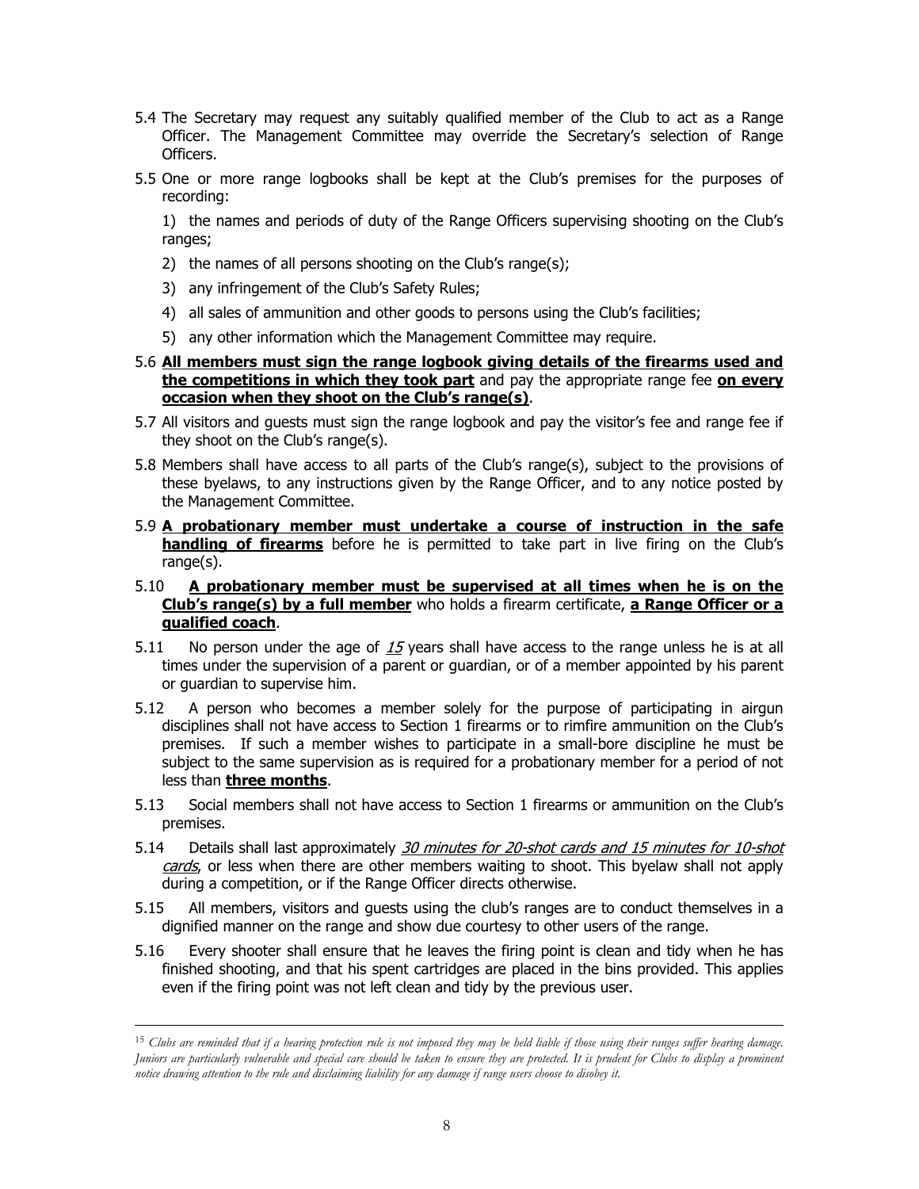5.4 The Secretary may request any suitably qualified member of the Club to act as a Range Officer. The Management Committee may override the Secretary's selection of Range Officers.

5.5 One or more range logbooks shall be kept at the Club's premises for the purposes of recording:

1) the names and periods of duty of the Range Officers supervising shooting on the Club's ranges;

2) the names of all persons shooting on the Club's range(s);

3) any infringement of the Club's Safety Rules;

4) all sales of ammunition and other goods to persons using the Club's facilities;

5) any other information which the Management Committee may require.

5.6 **All members must sign the range logbook giving details of the firearms used and the competitions in which they took part** and pay the appropriate range fee **on every occasion when they shoot on the Club's range(s)**.

5.7 All visitors and guests must sign the range logbook and pay the visitor's fee and range fee if they shoot on the Club's range(s).

5.8 Members shall have access to all parts of the Club's range(s), subject to the provisions of these byelaws, to any instructions given by the Range Officer, and to any notice posted by the Management Committee.

5.9 **A probationary member must undertake a course of instruction in the safe handling of firearms** before he is permitted to take part in live firing on the Club's range(s).

5.10 **A probationary member must be supervised at all times when he is on the Club's range(s) by a full member** who holds a firearm certificate, **a Range Officer or a qualified coach**.

5.11 No person under the age of *15* years shall have access to the range unless he is at all times under the supervision of a parent or guardian, or of a member appointed by his parent or guardian to supervise him.

5.12 A person who becomes a member solely for the purpose of participating in airgun disciplines shall not have access to Section 1 firearms or to rimfire ammunition on the Club's premises. If such a member wishes to participate in a small-bore discipline he must be subject to the same supervision as is required for a probationary member for a period of not less than **three months**.

5.13 Social members shall not have access to Section 1 firearms or ammunition on the Club's premises.

5.14 Details shall last approximately *30 minutes for 20-shot cards and 15 minutes for 10-shot cards*, or less when there are other members waiting to shoot. This byelaw shall not apply during a competition, or if the Range Officer directs otherwise.

5.15 All members, visitors and guests using the club's ranges are to conduct themselves in a dignified manner on the range and show due courtesy to other users of the range.

5.16 Every shooter shall ensure that he leaves the firing point is clean and tidy when he has finished shooting, and that his spent cartridges are placed in the bins provided. This applies even if the firing point was not left clean and tidy by the previous user.

---

[15] *Clubs are reminded that if a hearing protection rule is not imposed they may be held liable if those using their ranges suffer hearing damage. Juniors are particularly vulnerable and special care should be taken to ensure they are protected. It is prudent for Clubs to display a prominent notice drawing attention to the rule and disclaiming liability for any damage if range users choose to disobey it.*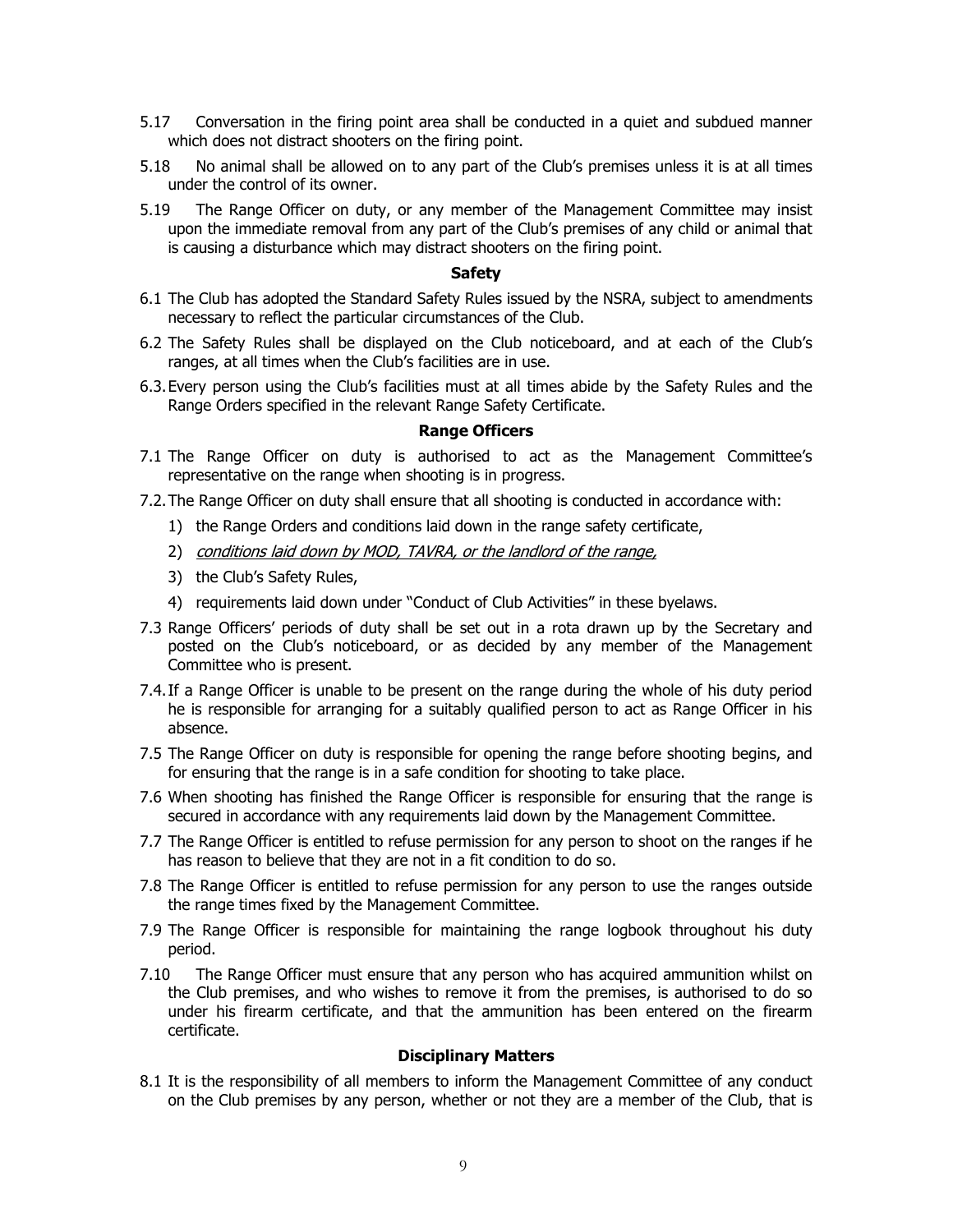5.17 Conversation in the firing point area shall be conducted in a quiet and subdued manner which does not distract shooters on the firing point.

5.18 No animal shall be allowed on to any part of the Club's premises unless it is at all times under the control of its owner.

5.19 The Range Officer on duty, or any member of the Management Committee may insist upon the immediate removal from any part of the Club's premises of any child or animal that is causing a disturbance which may distract shooters on the firing point.

### Safety

6.1 The Club has adopted the Standard Safety Rules issued by the NSRA, subject to amendments necessary to reflect the particular circumstances of the Club.

6.2 The Safety Rules shall be displayed on the Club noticeboard, and at each of the Club's ranges, at all times when the Club's facilities are in use.

6.3. Every person using the Club's facilities must at all times abide by the Safety Rules and the Range Orders specified in the relevant Range Safety Certificate.

### Range Officers

7.1 The Range Officer on duty is authorised to act as the Management Committee's representative on the range when shooting is in progress.

7.2. The Range Officer on duty shall ensure that all shooting is conducted in accordance with:

1) the Range Orders and conditions laid down in the range safety certificate,
2) *conditions laid down by MOD, TAVRA, or the landlord of the range,*
3) the Club's Safety Rules,
4) requirements laid down under "Conduct of Club Activities" in these byelaws.

7.3 Range Officers' periods of duty shall be set out in a rota drawn up by the Secretary and posted on the Club's noticeboard, or as decided by any member of the Management Committee who is present.

7.4. If a Range Officer is unable to be present on the range during the whole of his duty period he is responsible for arranging for a suitably qualified person to act as Range Officer in his absence.

7.5 The Range Officer on duty is responsible for opening the range before shooting begins, and for ensuring that the range is in a safe condition for shooting to take place.

7.6 When shooting has finished the Range Officer is responsible for ensuring that the range is secured in accordance with any requirements laid down by the Management Committee.

7.7 The Range Officer is entitled to refuse permission for any person to shoot on the ranges if he has reason to believe that they are not in a fit condition to do so.

7.8 The Range Officer is entitled to refuse permission for any person to use the ranges outside the range times fixed by the Management Committee.

7.9 The Range Officer is responsible for maintaining the range logbook throughout his duty period.

7.10 The Range Officer must ensure that any person who has acquired ammunition whilst on the Club premises, and who wishes to remove it from the premises, is authorised to do so under his firearm certificate, and that the ammunition has been entered on the firearm certificate.

### Disciplinary Matters

8.1 It is the responsibility of all members to inform the Management Committee of any conduct on the Club premises by any person, whether or not they are a member of the Club, that is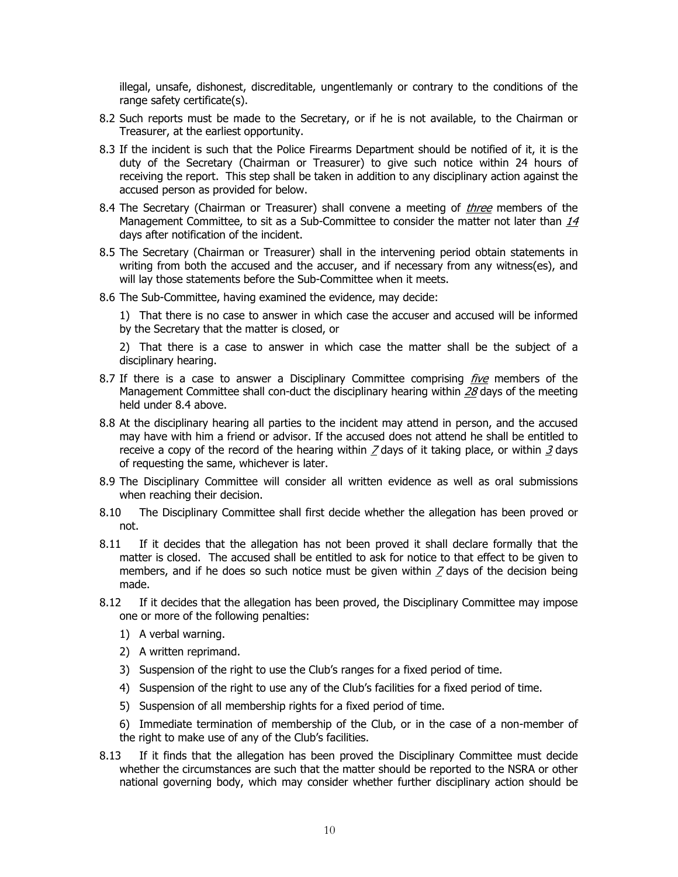illegal, unsafe, dishonest, discreditable, ungentlemanly or contrary to the conditions of the range safety certificate(s).

8.2 Such reports must be made to the Secretary, or if he is not available, to the Chairman or Treasurer, at the earliest opportunity.

8.3 If the incident is such that the Police Firearms Department should be notified of it, it is the duty of the Secretary (Chairman or Treasurer) to give such notice within 24 hours of receiving the report. This step shall be taken in addition to any disciplinary action against the accused person as provided for below.

8.4 The Secretary (Chairman or Treasurer) shall convene a meeting of *three* members of the Management Committee, to sit as a Sub-Committee to consider the matter not later than *14* days after notification of the incident.

8.5 The Secretary (Chairman or Treasurer) shall in the intervening period obtain statements in writing from both the accused and the accuser, and if necessary from any witness(es), and will lay those statements before the Sub-Committee when it meets.

8.6 The Sub-Committee, having examined the evidence, may decide:

1) That there is no case to answer in which case the accuser and accused will be informed by the Secretary that the matter is closed, or

2) That there is a case to answer in which case the matter shall be the subject of a disciplinary hearing.

8.7 If there is a case to answer a Disciplinary Committee comprising *five* members of the Management Committee shall con-duct the disciplinary hearing within *28* days of the meeting held under 8.4 above.

8.8 At the disciplinary hearing all parties to the incident may attend in person, and the accused may have with him a friend or advisor. If the accused does not attend he shall be entitled to receive a copy of the record of the hearing within *7* days of it taking place, or within *3* days of requesting the same, whichever is later.

8.9 The Disciplinary Committee will consider all written evidence as well as oral submissions when reaching their decision.

8.10 The Disciplinary Committee shall first decide whether the allegation has been proved or not.

8.11 If it decides that the allegation has not been proved it shall declare formally that the matter is closed. The accused shall be entitled to ask for notice to that effect to be given to members, and if he does so such notice must be given within *7* days of the decision being made.

8.12 If it decides that the allegation has been proved, the Disciplinary Committee may impose one or more of the following penalties:

1) A verbal warning.
2) A written reprimand.
3) Suspension of the right to use the Club's ranges for a fixed period of time.
4) Suspension of the right to use any of the Club's facilities for a fixed period of time.
5) Suspension of all membership rights for a fixed period of time.
6) Immediate termination of membership of the Club, or in the case of a non-member of the right to make use of any of the Club's facilities.

8.13 If it finds that the allegation has been proved the Disciplinary Committee must decide whether the circumstances are such that the matter should be reported to the NSRA or other national governing body, which may consider whether further disciplinary action should be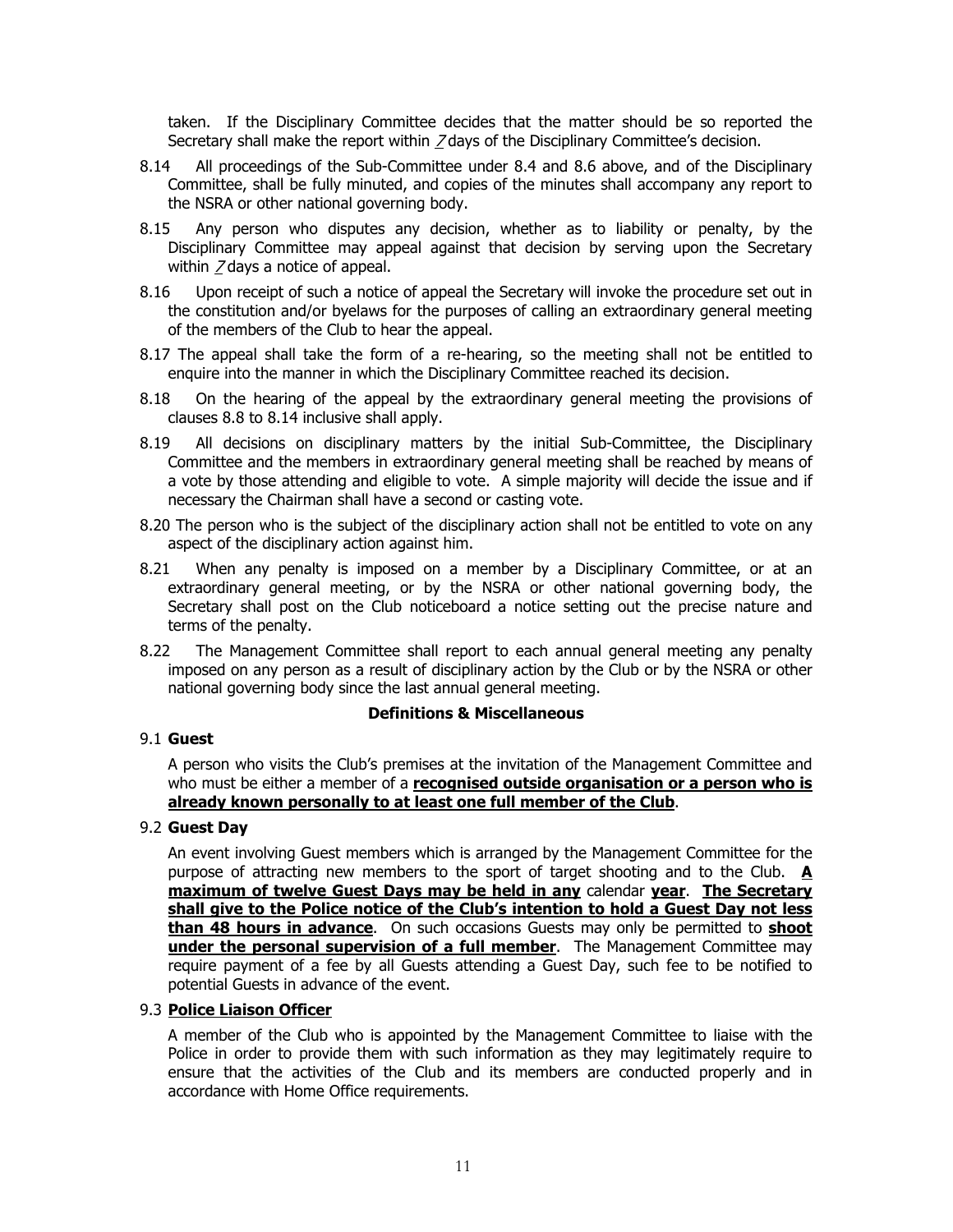taken. If the Disciplinary Committee decides that the matter should be so reported the Secretary shall make the report within _7_ days of the Disciplinary Committee's decision.

8.14 All proceedings of the Sub-Committee under 8.4 and 8.6 above, and of the Disciplinary Committee, shall be fully minuted, and copies of the minutes shall accompany any report to the NSRA or other national governing body.

8.15 Any person who disputes any decision, whether as to liability or penalty, by the Disciplinary Committee may appeal against that decision by serving upon the Secretary within _7_ days a notice of appeal.

8.16 Upon receipt of such a notice of appeal the Secretary will invoke the procedure set out in the constitution and/or byelaws for the purposes of calling an extraordinary general meeting of the members of the Club to hear the appeal.

8.17 The appeal shall take the form of a re-hearing, so the meeting shall not be entitled to enquire into the manner in which the Disciplinary Committee reached its decision.

8.18 On the hearing of the appeal by the extraordinary general meeting the provisions of clauses 8.8 to 8.14 inclusive shall apply.

8.19 All decisions on disciplinary matters by the initial Sub-Committee, the Disciplinary Committee and the members in extraordinary general meeting shall be reached by means of a vote by those attending and eligible to vote. A simple majority will decide the issue and if necessary the Chairman shall have a second or casting vote.

8.20 The person who is the subject of the disciplinary action shall not be entitled to vote on any aspect of the disciplinary action against him.

8.21 When any penalty is imposed on a member by a Disciplinary Committee, or at an extraordinary general meeting, or by the NSRA or other national governing body, the Secretary shall post on the Club noticeboard a notice setting out the precise nature and terms of the penalty.

8.22 The Management Committee shall report to each annual general meeting any penalty imposed on any person as a result of disciplinary action by the Club or by the NSRA or other national governing body since the last annual general meeting.

**Definitions & Miscellaneous**

9.1 **Guest**

A person who visits the Club's premises at the invitation of the Management Committee and who must be either a member of a **<u>recognised outside organisation or a person who is already known personally to at least one full member of the Club</u>**.

9.2 **Guest Day**

An event involving Guest members which is arranged by the Management Committee for the purpose of attracting new members to the sport of target shooting and to the Club. **<u>A maximum of twelve Guest Days may be held in any</u>** calendar **<u>year</u>**. **<u>The Secretary shall give to the Police notice of the Club's intention to hold a Guest Day not less than 48 hours in advance</u>**. On such occasions Guests may only be permitted to **<u>shoot under the personal supervision of a full member</u>**. The Management Committee may require payment of a fee by all Guests attending a Guest Day, such fee to be notified to potential Guests in advance of the event.

9.3 **<u>Police Liaison Officer</u>**

A member of the Club who is appointed by the Management Committee to liaise with the Police in order to provide them with such information as they may legitimately require to ensure that the activities of the Club and its members are conducted properly and in accordance with Home Office requirements.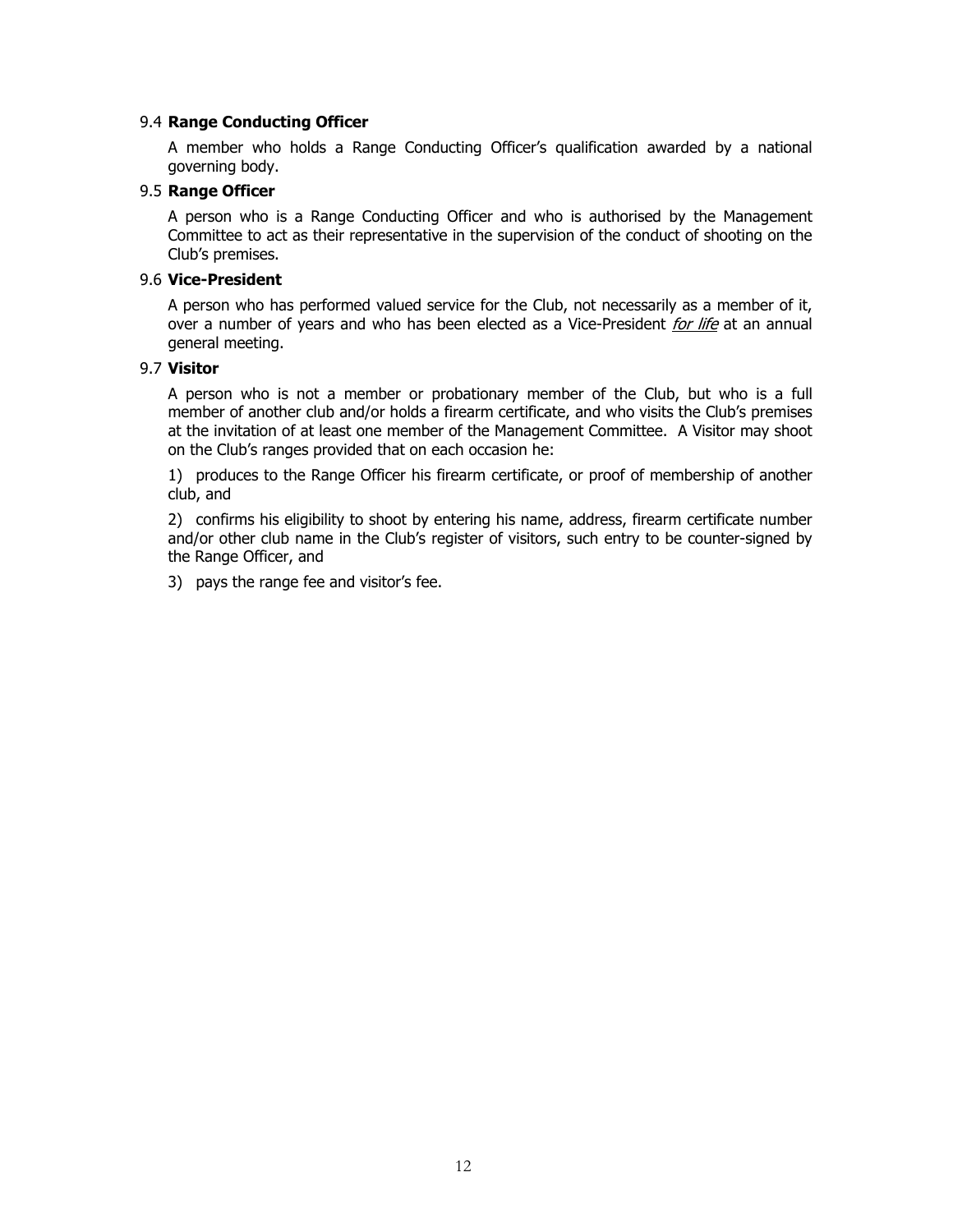### 9.4 **Range Conducting Officer**

A member who holds a Range Conducting Officer's qualification awarded by a national governing body.

### 9.5 **Range Officer**

A person who is a Range Conducting Officer and who is authorised by the Management Committee to act as their representative in the supervision of the conduct of shooting on the Club's premises.

### 9.6 **Vice-President**

A person who has performed valued service for the Club, not necessarily as a member of it, over a number of years and who has been elected as a Vice-President *for life* at an annual general meeting.

### 9.7 **Visitor**

A person who is not a member or probationary member of the Club, but who is a full member of another club and/or holds a firearm certificate, and who visits the Club's premises at the invitation of at least one member of the Management Committee. A Visitor may shoot on the Club's ranges provided that on each occasion he:

1) produces to the Range Officer his firearm certificate, or proof of membership of another club, and

2) confirms his eligibility to shoot by entering his name, address, firearm certificate number and/or other club name in the Club's register of visitors, such entry to be counter-signed by the Range Officer, and

3) pays the range fee and visitor's fee.